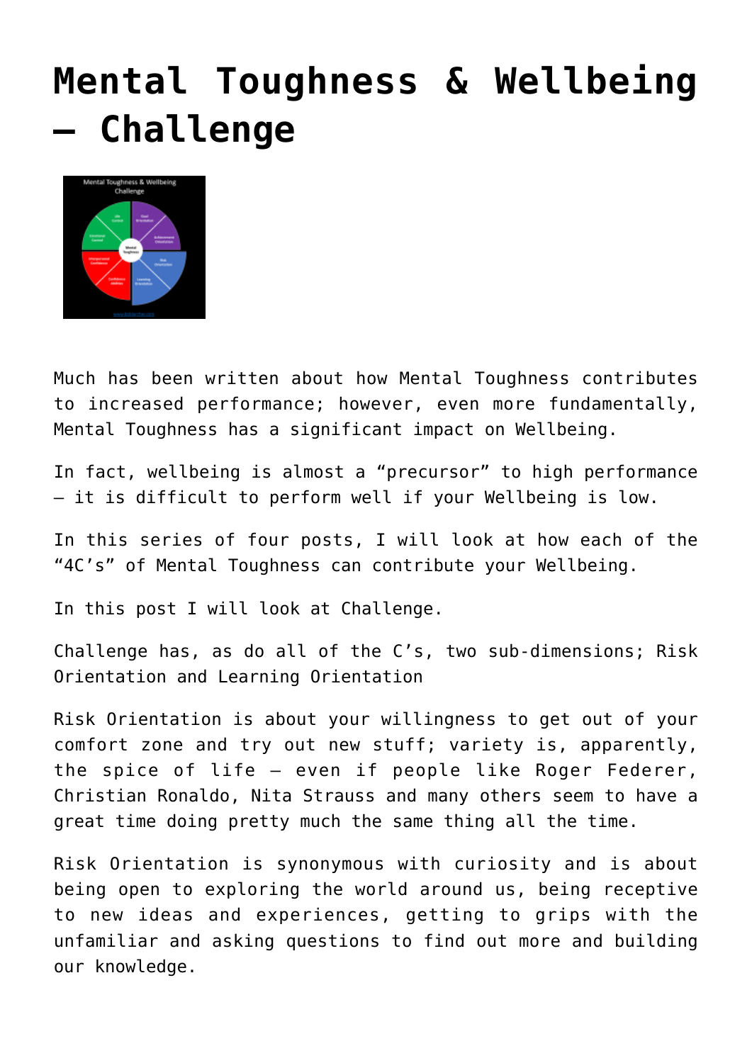# Mental Toughness & Wellbeing – Challenge

Much has been written about how Mental Toughness contributes to increased performance; however, even more fundamentally, Mental Toughness has a significant impact on Wellbeing.

In fact, wellbeing is almost a "precursor" to high performance – it is difficult to perform well if your Wellbeing is low.

In this series of four posts, I will look at how each of the "4C's" of Mental Toughness can contribute your Wellbeing.

In this post I will look at Challenge.

Challenge has, as do all of the C's, two sub-dimensions; Risk Orientation and Learning Orientation

Risk Orientation is about your willingness to get out of your comfort zone and try out new stuff; variety is, apparently, the spice of life – even if people like Roger Federer, Christian Ronaldo, Nita Strauss and many others seem to have a great time doing pretty much the same thing all the time.

Risk Orientation is synonymous with curiosity and is about being open to exploring the world around us, being receptive to new ideas and experiences, getting to grips with the unfamiliar and asking questions to find out more and building our knowledge.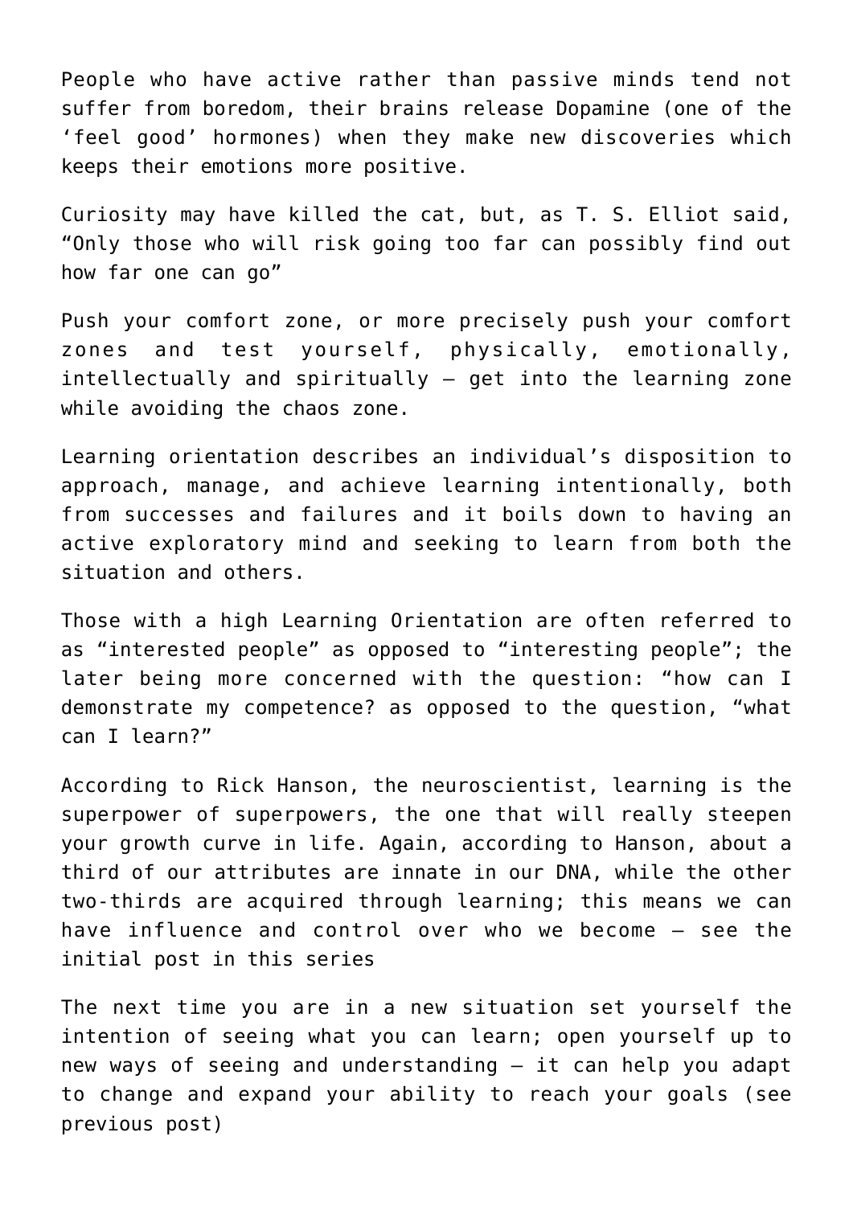People who have active rather than passive minds tend not suffer from boredom, their brains release Dopamine (one of the 'feel good' hormones) when they make new discoveries which keeps their emotions more positive.

Curiosity may have killed the cat, but, as T. S. Elliot said, "Only those who will risk going too far can possibly find out how far one can go"

Push your comfort zone, or more precisely push your comfort zones and test yourself, physically, emotionally, intellectually and spiritually – get into the learning zone while avoiding the chaos zone.

Learning orientation describes an individual's disposition to approach, manage, and achieve learning intentionally, both from successes and failures and it boils down to having an active exploratory mind and seeking to learn from both the situation and others.

Those with a high Learning Orientation are often referred to as "interested people" as opposed to "interesting people"; the later being more concerned with the question: "how can I demonstrate my competence? as opposed to the question, "what can I learn?"

According to Rick Hanson, the neuroscientist, learning is the superpower of superpowers, the one that will really steepen your growth curve in life. Again, according to Hanson, about a third of our attributes are innate in our DNA, while the other two-thirds are acquired through learning; this means we can have influence and control over who we become – see the initial post in this series

The next time you are in a new situation set yourself the intention of seeing what you can learn; open yourself up to new ways of seeing and understanding – it can help you adapt to change and expand your ability to reach your goals (see previous post)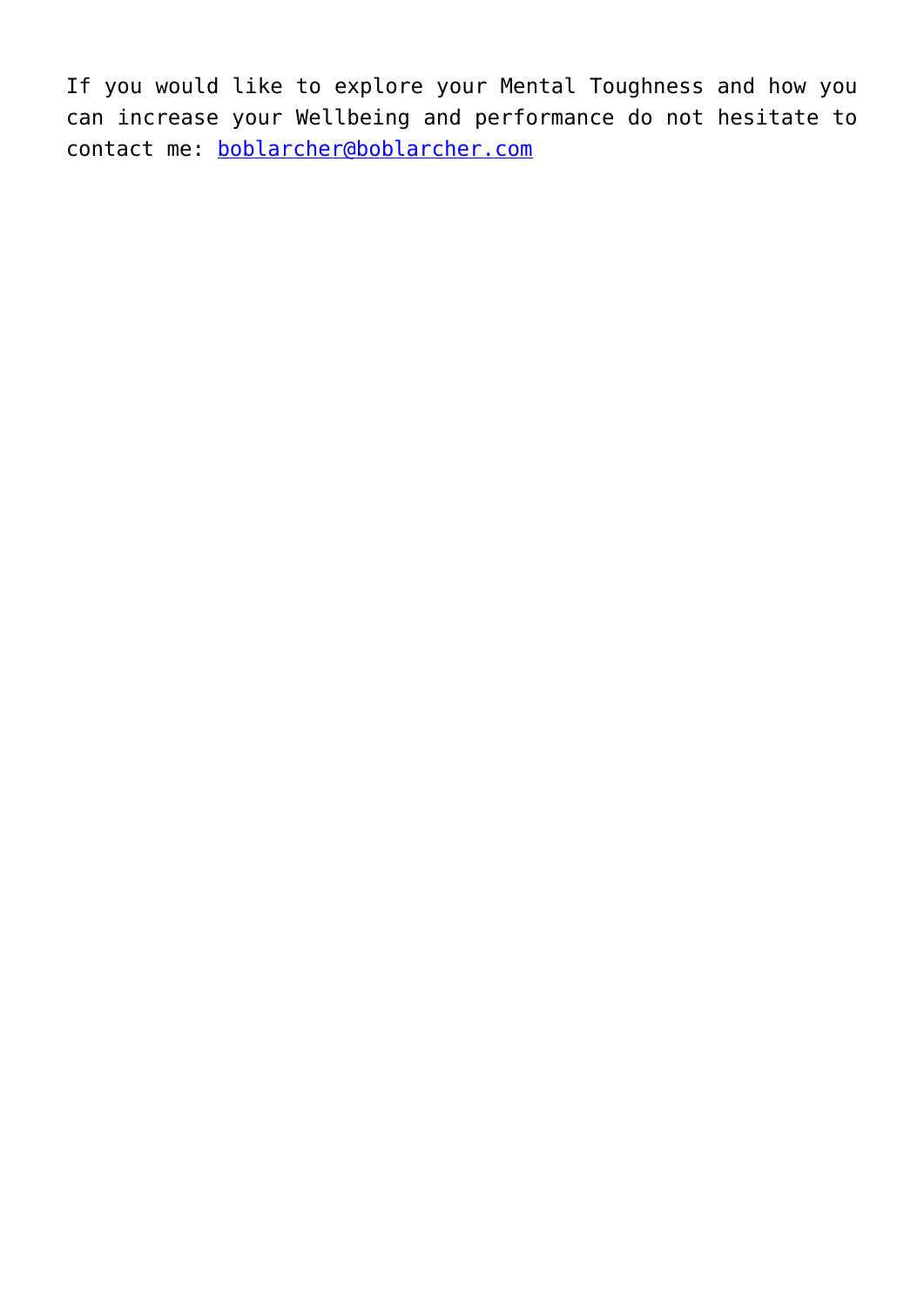If you would like to explore your Mental Toughness and how you can increase your Wellbeing and performance do not hesitate to contact me: [boblarcher@boblarcher.com](mailto:boblarcher@boblarcher.com)